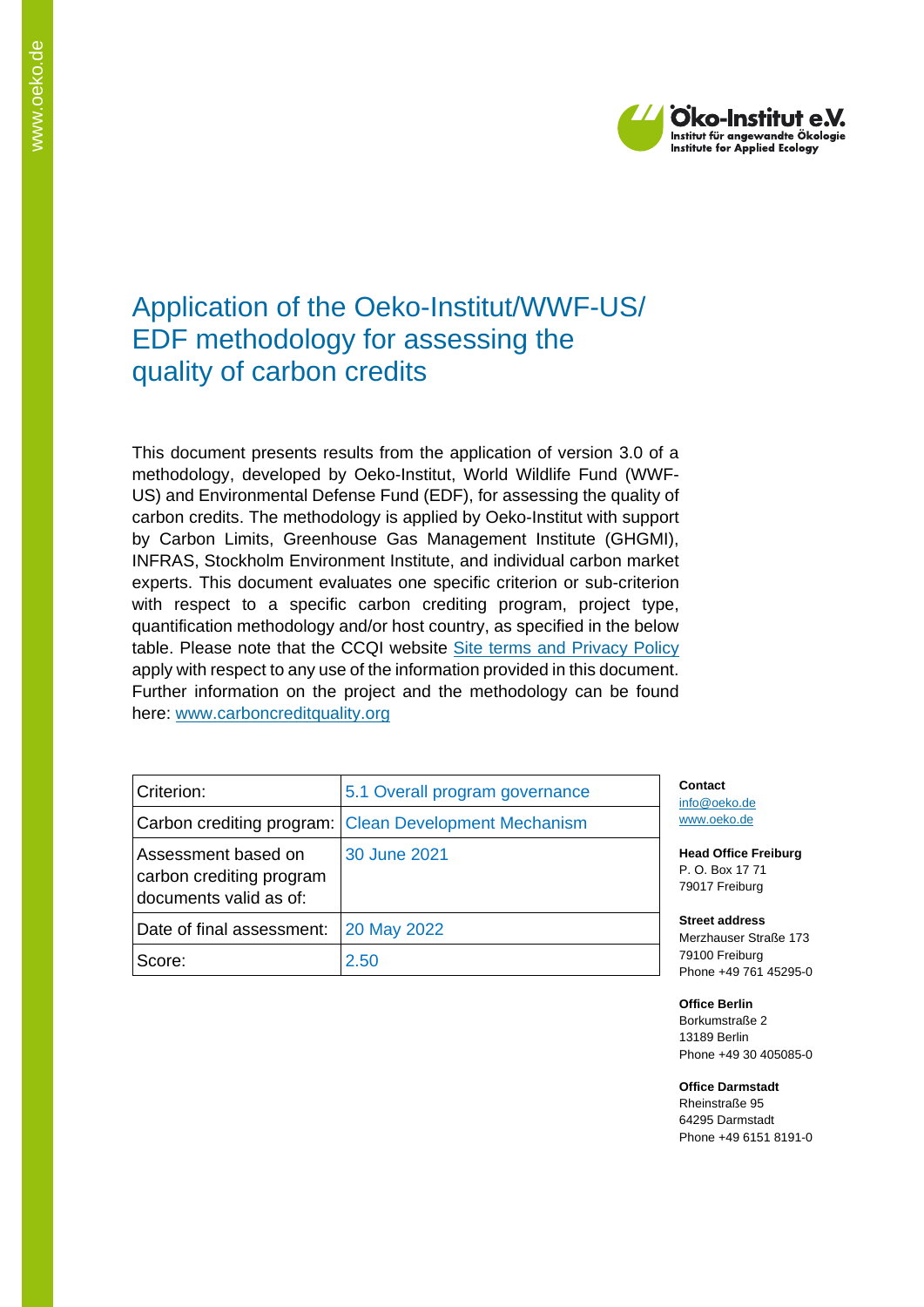# Application of the Oeko-Institut/WWF-US/ EDF methodology for assessing the quality of carbon credits

This document presents results from the application of version 3.0 of a methodology, developed by Oeko-Institut, World Wildlife Fund (WWF-US) and Environmental Defense Fund (EDF), for assessing the quality of carbon credits. The methodology is applied by Oeko-Institut with support by Carbon Limits, Greenhouse Gas Management Institute (GHGMI), INFRAS, Stockholm Environment Institute, and individual carbon market experts. This document evaluates one specific criterion or sub-criterion with respect to a specific carbon crediting program, project type, quantification methodology and/or host country, as specified in the below table. Please note that the CCQI website Site terms and Privacy Policy apply with respect to any use of the information provided in this document. Further information on the project and the methodology can be found here: www.carboncreditquality.org

| Criterion: | 5.1 Overall program governance |
|---|---|
| Carbon crediting program: | Clean Development Mechanism |
| Assessment based on carbon crediting program documents valid as of: | 30 June 2021 |
| Date of final assessment: | 20 May 2022 |
| Score: | 2.50 |

**Contact**
info@oeko.de
www.oeko.de

**Head Office Freiburg**
P. O. Box 17 71
79017 Freiburg

**Street address**
Merzhauser Straße 173
79100 Freiburg
Phone +49 761 45295-0

**Office Berlin**
Borkumstraße 2
13189 Berlin
Phone +49 30 405085-0

**Office Darmstadt**
Rheinstraße 95
64295 Darmstadt
Phone +49 6151 8191-0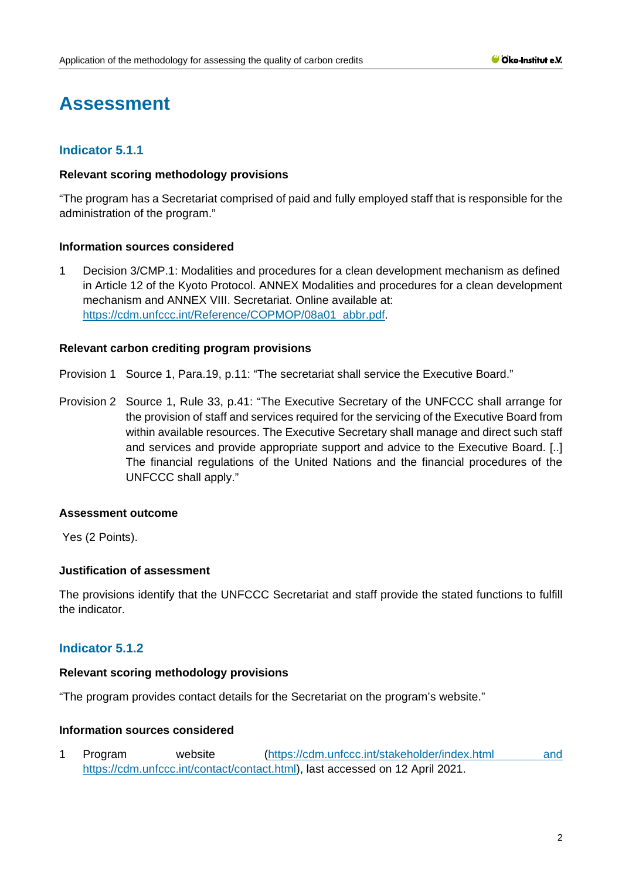# Assessment

## Indicator 5.1.1

### Relevant scoring methodology provisions

"The program has a Secretariat comprised of paid and fully employed staff that is responsible for the administration of the program."

### Information sources considered

1. Decision 3/CMP.1: Modalities and procedures for a clean development mechanism as defined in Article 12 of the Kyoto Protocol. ANNEX Modalities and procedures for a clean development mechanism and ANNEX VIII. Secretariat. Online available at: https://cdm.unfccc.int/Reference/COPMOP/08a01_abbr.pdf.

### Relevant carbon crediting program provisions

Provision 1 Source 1, Para.19, p.11: "The secretariat shall service the Executive Board."

Provision 2 Source 1, Rule 33, p.41: "The Executive Secretary of the UNFCCC shall arrange for the provision of staff and services required for the servicing of the Executive Board from within available resources. The Executive Secretary shall manage and direct such staff and services and provide appropriate support and advice to the Executive Board. [..] The financial regulations of the United Nations and the financial procedures of the UNFCCC shall apply."

### Assessment outcome

Yes (2 Points).

### Justification of assessment

The provisions identify that the UNFCCC Secretariat and staff provide the stated functions to fulfill the indicator.

## Indicator 5.1.2

### Relevant scoring methodology provisions

"The program provides contact details for the Secretariat on the program's website."

### Information sources considered

1. Program website (https://cdm.unfccc.int/stakeholder/index.html and https://cdm.unfccc.int/contact/contact.html), last accessed on 12 April 2021.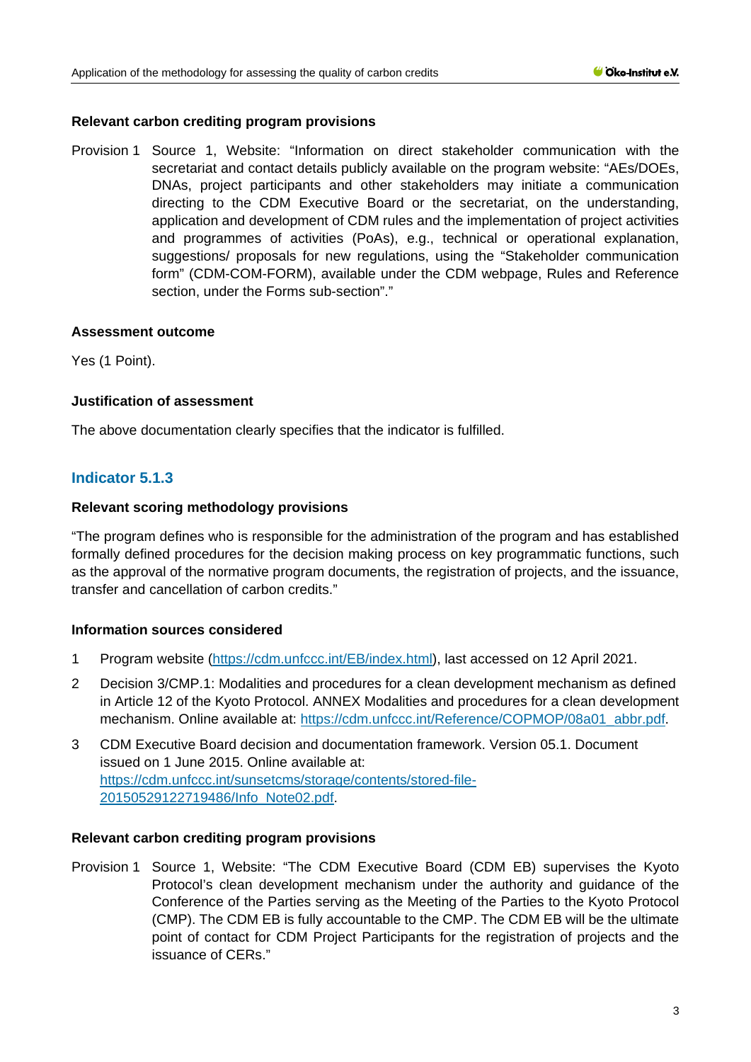#### Relevant carbon crediting program provisions

Provision 1 Source 1, Website: "Information on direct stakeholder communication with the secretariat and contact details publicly available on the program website: "AEs/DOEs, DNAs, project participants and other stakeholders may initiate a communication directing to the CDM Executive Board or the secretariat, on the understanding, application and development of CDM rules and the implementation of project activities and programmes of activities (PoAs), e.g., technical or operational explanation, suggestions/ proposals for new regulations, using the "Stakeholder communication form" (CDM-COM-FORM), available under the CDM webpage, Rules and Reference section, under the Forms sub-section"."

#### Assessment outcome

Yes (1 Point).

#### Justification of assessment

The above documentation clearly specifies that the indicator is fulfilled.

### Indicator 5.1.3

#### Relevant scoring methodology provisions

"The program defines who is responsible for the administration of the program and has established formally defined procedures for the decision making process on key programmatic functions, such as the approval of the normative program documents, the registration of projects, and the issuance, transfer and cancellation of carbon credits."

#### Information sources considered

1. Program website (https://cdm.unfccc.int/EB/index.html), last accessed on 12 April 2021.
2. Decision 3/CMP.1: Modalities and procedures for a clean development mechanism as defined in Article 12 of the Kyoto Protocol. ANNEX Modalities and procedures for a clean development mechanism. Online available at: https://cdm.unfccc.int/Reference/COPMOP/08a01_abbr.pdf.
3. CDM Executive Board decision and documentation framework. Version 05.1. Document issued on 1 June 2015. Online available at: https://cdm.unfccc.int/sunsetcms/storage/contents/stored-file-20150529122719486/Info_Note02.pdf.

#### Relevant carbon crediting program provisions

Provision 1 Source 1, Website: "The CDM Executive Board (CDM EB) supervises the Kyoto Protocol's clean development mechanism under the authority and guidance of the Conference of the Parties serving as the Meeting of the Parties to the Kyoto Protocol (CMP). The CDM EB is fully accountable to the CMP. The CDM EB will be the ultimate point of contact for CDM Project Participants for the registration of projects and the issuance of CERs."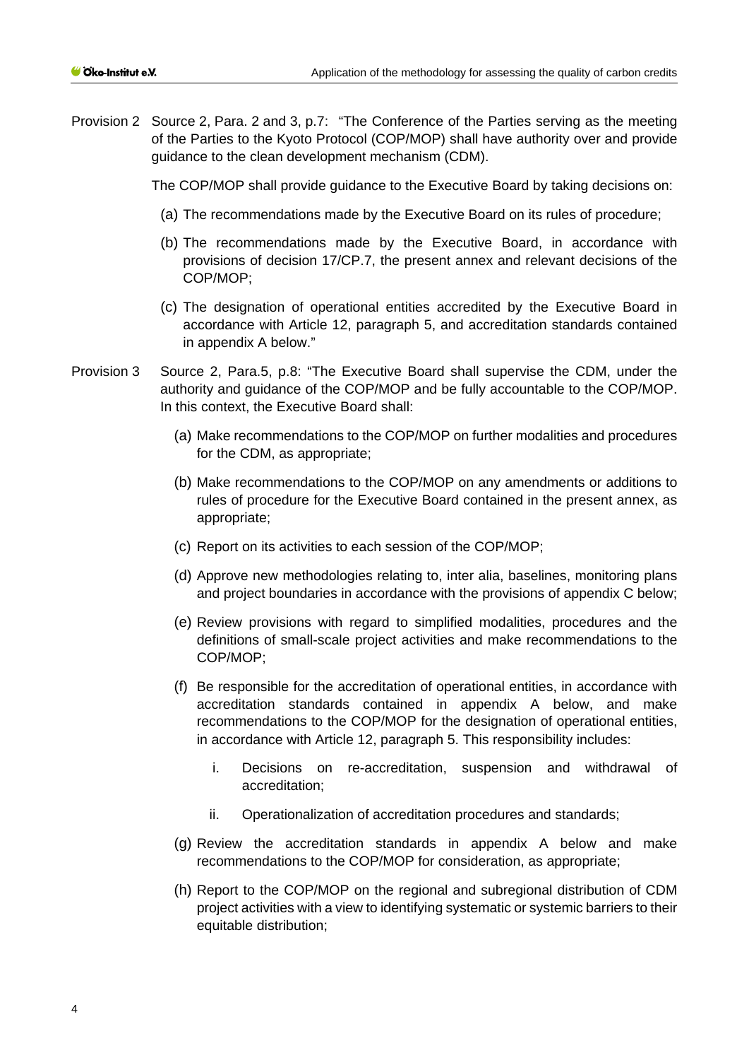Provision 2 Source 2, Para. 2 and 3, p.7: "The Conference of the Parties serving as the meeting of the Parties to the Kyoto Protocol (COP/MOP) shall have authority over and provide guidance to the clean development mechanism (CDM).

The COP/MOP shall provide guidance to the Executive Board by taking decisions on:

(a) The recommendations made by the Executive Board on its rules of procedure;

(b) The recommendations made by the Executive Board, in accordance with provisions of decision 17/CP.7, the present annex and relevant decisions of the COP/MOP;

(c) The designation of operational entities accredited by the Executive Board in accordance with Article 12, paragraph 5, and accreditation standards contained in appendix A below."

Provision 3 Source 2, Para.5, p.8: "The Executive Board shall supervise the CDM, under the authority and guidance of the COP/MOP and be fully accountable to the COP/MOP. In this context, the Executive Board shall:

(a) Make recommendations to the COP/MOP on further modalities and procedures for the CDM, as appropriate;

(b) Make recommendations to the COP/MOP on any amendments or additions to rules of procedure for the Executive Board contained in the present annex, as appropriate;

(c) Report on its activities to each session of the COP/MOP;

(d) Approve new methodologies relating to, inter alia, baselines, monitoring plans and project boundaries in accordance with the provisions of appendix C below;

(e) Review provisions with regard to simplified modalities, procedures and the definitions of small-scale project activities and make recommendations to the COP/MOP;

(f) Be responsible for the accreditation of operational entities, in accordance with accreditation standards contained in appendix A below, and make recommendations to the COP/MOP for the designation of operational entities, in accordance with Article 12, paragraph 5. This responsibility includes:

i. Decisions on re-accreditation, suspension and withdrawal of accreditation;

ii. Operationalization of accreditation procedures and standards;

(g) Review the accreditation standards in appendix A below and make recommendations to the COP/MOP for consideration, as appropriate;

(h) Report to the COP/MOP on the regional and subregional distribution of CDM project activities with a view to identifying systematic or systemic barriers to their equitable distribution;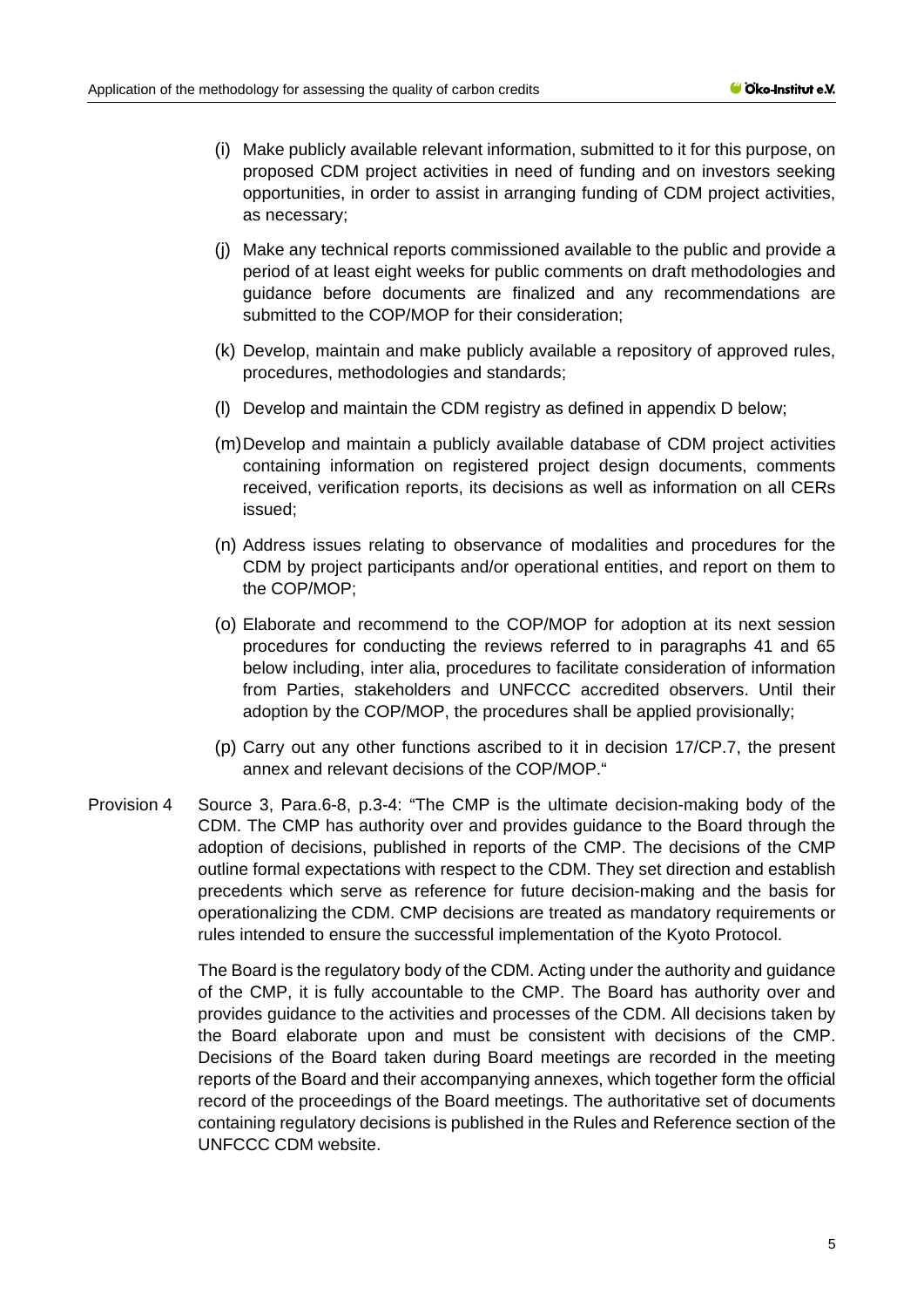(i) Make publicly available relevant information, submitted to it for this purpose, on proposed CDM project activities in need of funding and on investors seeking opportunities, in order to assist in arranging funding of CDM project activities, as necessary;

(j) Make any technical reports commissioned available to the public and provide a period of at least eight weeks for public comments on draft methodologies and guidance before documents are finalized and any recommendations are submitted to the COP/MOP for their consideration;

(k) Develop, maintain and make publicly available a repository of approved rules, procedures, methodologies and standards;

(l) Develop and maintain the CDM registry as defined in appendix D below;

(m) Develop and maintain a publicly available database of CDM project activities containing information on registered project design documents, comments received, verification reports, its decisions as well as information on all CERs issued;

(n) Address issues relating to observance of modalities and procedures for the CDM by project participants and/or operational entities, and report on them to the COP/MOP;

(o) Elaborate and recommend to the COP/MOP for adoption at its next session procedures for conducting the reviews referred to in paragraphs 41 and 65 below including, inter alia, procedures to facilitate consideration of information from Parties, stakeholders and UNFCCC accredited observers. Until their adoption by the COP/MOP, the procedures shall be applied provisionally;

(p) Carry out any other functions ascribed to it in decision 17/CP.7, the present annex and relevant decisions of the COP/MOP."

Provision 4 Source 3, Para.6-8, p.3-4: "The CMP is the ultimate decision-making body of the CDM. The CMP has authority over and provides guidance to the Board through the adoption of decisions, published in reports of the CMP. The decisions of the CMP outline formal expectations with respect to the CDM. They set direction and establish precedents which serve as reference for future decision-making and the basis for operationalizing the CDM. CMP decisions are treated as mandatory requirements or rules intended to ensure the successful implementation of the Kyoto Protocol.

The Board is the regulatory body of the CDM. Acting under the authority and guidance of the CMP, it is fully accountable to the CMP. The Board has authority over and provides guidance to the activities and processes of the CDM. All decisions taken by the Board elaborate upon and must be consistent with decisions of the CMP. Decisions of the Board taken during Board meetings are recorded in the meeting reports of the Board and their accompanying annexes, which together form the official record of the proceedings of the Board meetings. The authoritative set of documents containing regulatory decisions is published in the Rules and Reference section of the UNFCCC CDM website.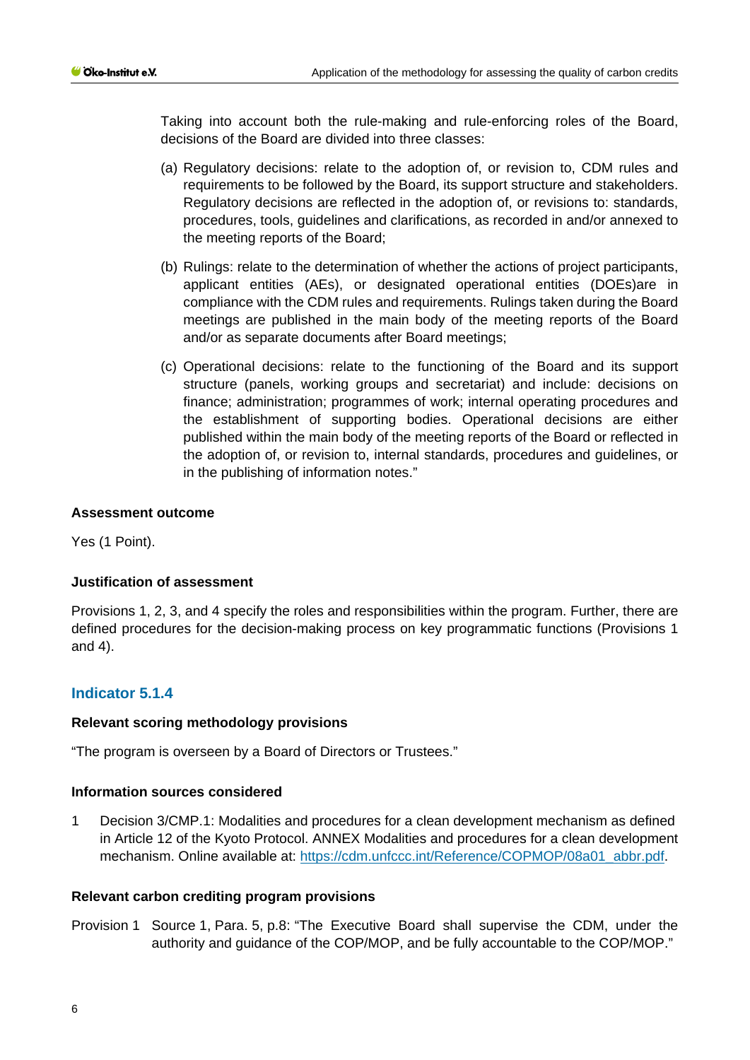Taking into account both the rule-making and rule-enforcing roles of the Board, decisions of the Board are divided into three classes:

(a) Regulatory decisions: relate to the adoption of, or revision to, CDM rules and requirements to be followed by the Board, its support structure and stakeholders. Regulatory decisions are reflected in the adoption of, or revisions to: standards, procedures, tools, guidelines and clarifications, as recorded in and/or annexed to the meeting reports of the Board;

(b) Rulings: relate to the determination of whether the actions of project participants, applicant entities (AEs), or designated operational entities (DOEs)are in compliance with the CDM rules and requirements. Rulings taken during the Board meetings are published in the main body of the meeting reports of the Board and/or as separate documents after Board meetings;

(c) Operational decisions: relate to the functioning of the Board and its support structure (panels, working groups and secretariat) and include: decisions on finance; administration; programmes of work; internal operating procedures and the establishment of supporting bodies. Operational decisions are either published within the main body of the meeting reports of the Board or reflected in the adoption of, or revision to, internal standards, procedures and guidelines, or in the publishing of information notes."

**Assessment outcome**

Yes (1 Point).

**Justification of assessment**

Provisions 1, 2, 3, and 4 specify the roles and responsibilities within the program. Further, there are defined procedures for the decision-making process on key programmatic functions (Provisions 1 and 4).

## Indicator 5.1.4

**Relevant scoring methodology provisions**

"The program is overseen by a Board of Directors or Trustees."

**Information sources considered**

1 Decision 3/CMP.1: Modalities and procedures for a clean development mechanism as defined in Article 12 of the Kyoto Protocol. ANNEX Modalities and procedures for a clean development mechanism. Online available at: https://cdm.unfccc.int/Reference/COPMOP/08a01_abbr.pdf.

**Relevant carbon crediting program provisions**

Provision 1 Source 1, Para. 5, p.8: "The Executive Board shall supervise the CDM, under the authority and guidance of the COP/MOP, and be fully accountable to the COP/MOP."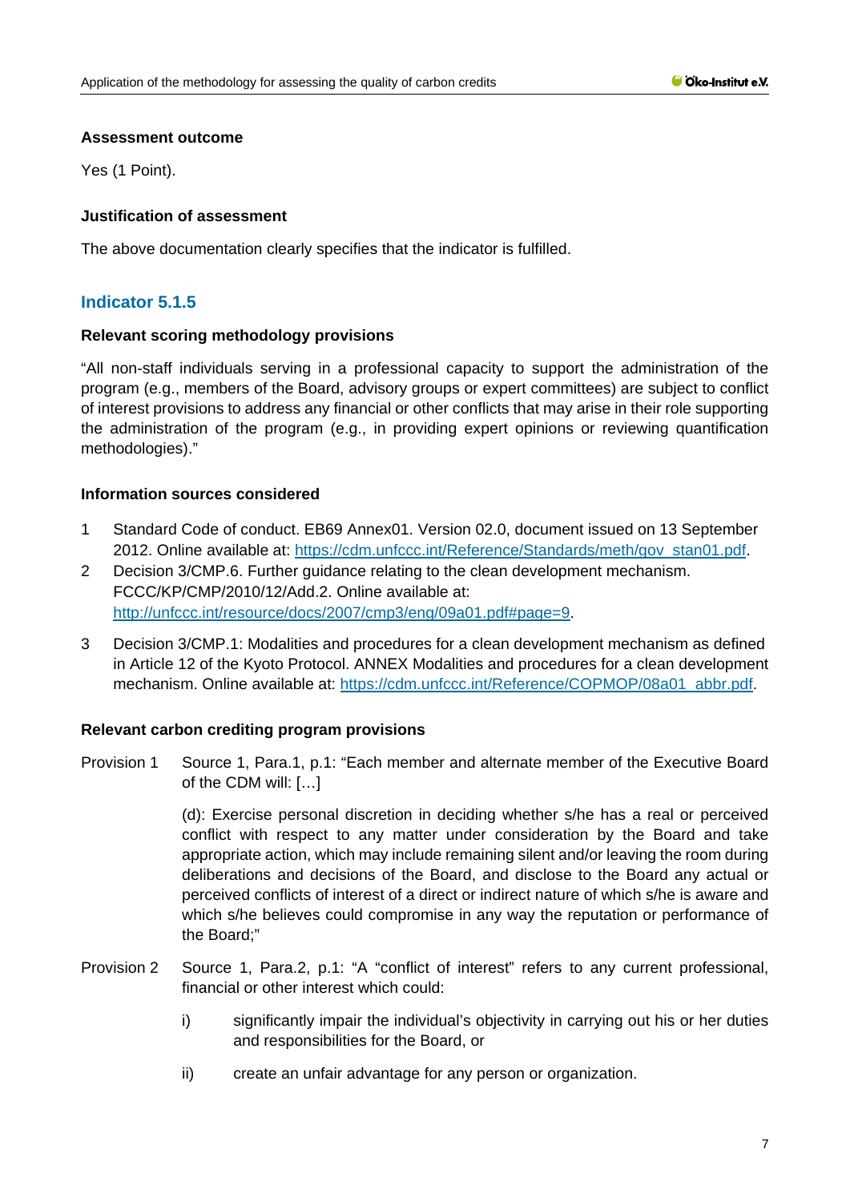#### Assessment outcome

Yes (1 Point).

#### Justification of assessment

The above documentation clearly specifies that the indicator is fulfilled.

### Indicator 5.1.5

#### Relevant scoring methodology provisions

“All non-staff individuals serving in a professional capacity to support the administration of the program (e.g., members of the Board, advisory groups or expert committees) are subject to conflict of interest provisions to address any financial or other conflicts that may arise in their role supporting the administration of the program (e.g., in providing expert opinions or reviewing quantification methodologies).”

#### Information sources considered

1. Standard Code of conduct. EB69 Annex01. Version 02.0, document issued on 13 September 2012. Online available at: https://cdm.unfccc.int/Reference/Standards/meth/gov_stan01.pdf.
2. Decision 3/CMP.6. Further guidance relating to the clean development mechanism. FCCC/KP/CMP/2010/12/Add.2. Online available at: http://unfccc.int/resource/docs/2007/cmp3/eng/09a01.pdf#page=9.
3. Decision 3/CMP.1: Modalities and procedures for a clean development mechanism as defined in Article 12 of the Kyoto Protocol. ANNEX Modalities and procedures for a clean development mechanism. Online available at: https://cdm.unfccc.int/Reference/COPMOP/08a01_abbr.pdf.

#### Relevant carbon crediting program provisions

Provision 1 Source 1, Para.1, p.1: “Each member and alternate member of the Executive Board of the CDM will: […]

(d): Exercise personal discretion in deciding whether s/he has a real or perceived conflict with respect to any matter under consideration by the Board and take appropriate action, which may include remaining silent and/or leaving the room during deliberations and decisions of the Board, and disclose to the Board any actual or perceived conflicts of interest of a direct or indirect nature of which s/he is aware and which s/he believes could compromise in any way the reputation or performance of the Board;”

Provision 2 Source 1, Para.2, p.1: “A “conflict of interest” refers to any current professional, financial or other interest which could:

i) significantly impair the individual’s objectivity in carrying out his or her duties and responsibilities for the Board, or

ii) create an unfair advantage for any person or organization.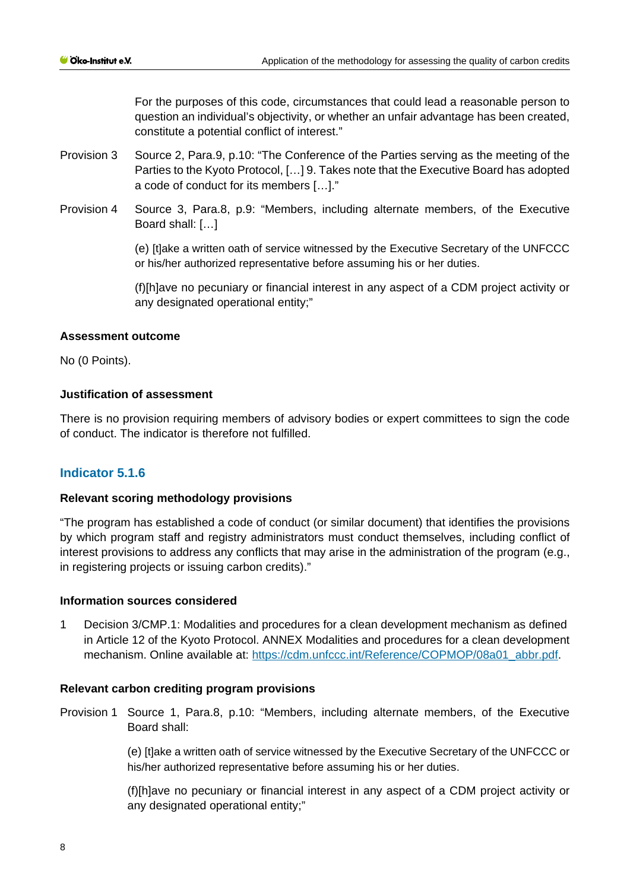For the purposes of this code, circumstances that could lead a reasonable person to question an individual's objectivity, or whether an unfair advantage has been created, constitute a potential conflict of interest."

Provision 3 Source 2, Para.9, p.10: "The Conference of the Parties serving as the meeting of the Parties to the Kyoto Protocol, […] 9. Takes note that the Executive Board has adopted a code of conduct for its members […]."

Provision 4 Source 3, Para.8, p.9: "Members, including alternate members, of the Executive Board shall: […]

(e) [t]ake a written oath of service witnessed by the Executive Secretary of the UNFCCC or his/her authorized representative before assuming his or her duties.

(f)[h]ave no pecuniary or financial interest in any aspect of a CDM project activity or any designated operational entity;"

**Assessment outcome**

No (0 Points).

**Justification of assessment**

There is no provision requiring members of advisory bodies or expert committees to sign the code of conduct. The indicator is therefore not fulfilled.

### Indicator 5.1.6

**Relevant scoring methodology provisions**

"The program has established a code of conduct (or similar document) that identifies the provisions by which program staff and registry administrators must conduct themselves, including conflict of interest provisions to address any conflicts that may arise in the administration of the program (e.g., in registering projects or issuing carbon credits)."

**Information sources considered**

1 Decision 3/CMP.1: Modalities and procedures for a clean development mechanism as defined in Article 12 of the Kyoto Protocol. ANNEX Modalities and procedures for a clean development mechanism. Online available at: https://cdm.unfccc.int/Reference/COPMOP/08a01_abbr.pdf.

**Relevant carbon crediting program provisions**

Provision 1 Source 1, Para.8, p.10: "Members, including alternate members, of the Executive Board shall:

(e) [t]ake a written oath of service witnessed by the Executive Secretary of the UNFCCC or his/her authorized representative before assuming his or her duties.

(f)[h]ave no pecuniary or financial interest in any aspect of a CDM project activity or any designated operational entity;"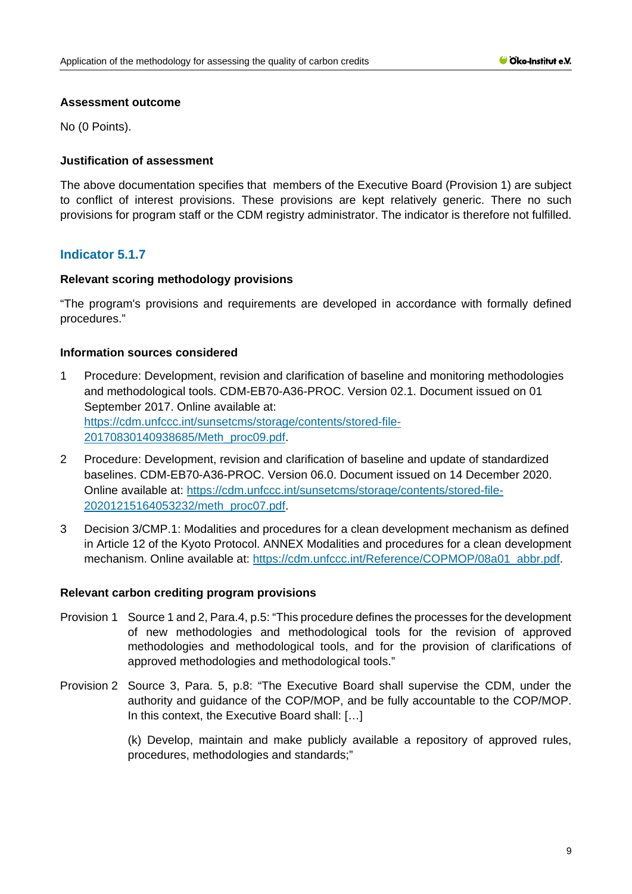#### Assessment outcome

No (0 Points).

#### Justification of assessment

The above documentation specifies that  members of the Executive Board (Provision 1) are subject to conflict of interest provisions. These provisions are kept relatively generic. There no such provisions for program staff or the CDM registry administrator. The indicator is therefore not fulfilled.

### Indicator 5.1.7

#### Relevant scoring methodology provisions

“The program's provisions and requirements are developed in accordance with formally defined procedures.”

#### Information sources considered

1. Procedure: Development, revision and clarification of baseline and monitoring methodologies and methodological tools. CDM-EB70-A36-PROC. Version 02.1. Document issued on 01 September 2017. Online available at: https://cdm.unfccc.int/sunsetcms/storage/contents/stored-file-20170830140938685/Meth_proc09.pdf.
2. Procedure: Development, revision and clarification of baseline and update of standardized baselines. CDM-EB70-A36-PROC. Version 06.0. Document issued on 14 December 2020. Online available at: https://cdm.unfccc.int/sunsetcms/storage/contents/stored-file-20201215164053232/meth_proc07.pdf.
3. Decision 3/CMP.1: Modalities and procedures for a clean development mechanism as defined in Article 12 of the Kyoto Protocol. ANNEX Modalities and procedures for a clean development mechanism. Online available at: https://cdm.unfccc.int/Reference/COPMOP/08a01_abbr.pdf.

#### Relevant carbon crediting program provisions

Provision 1 Source 1 and 2, Para.4, p.5: “This procedure defines the processes for the development of new methodologies and methodological tools for the revision of approved methodologies and methodological tools, and for the provision of clarifications of approved methodologies and methodological tools.”

Provision 2 Source 3, Para. 5, p.8: “The Executive Board shall supervise the CDM, under the authority and guidance of the COP/MOP, and be fully accountable to the COP/MOP. In this context, the Executive Board shall: […]

(k) Develop, maintain and make publicly available a repository of approved rules, procedures, methodologies and standards;”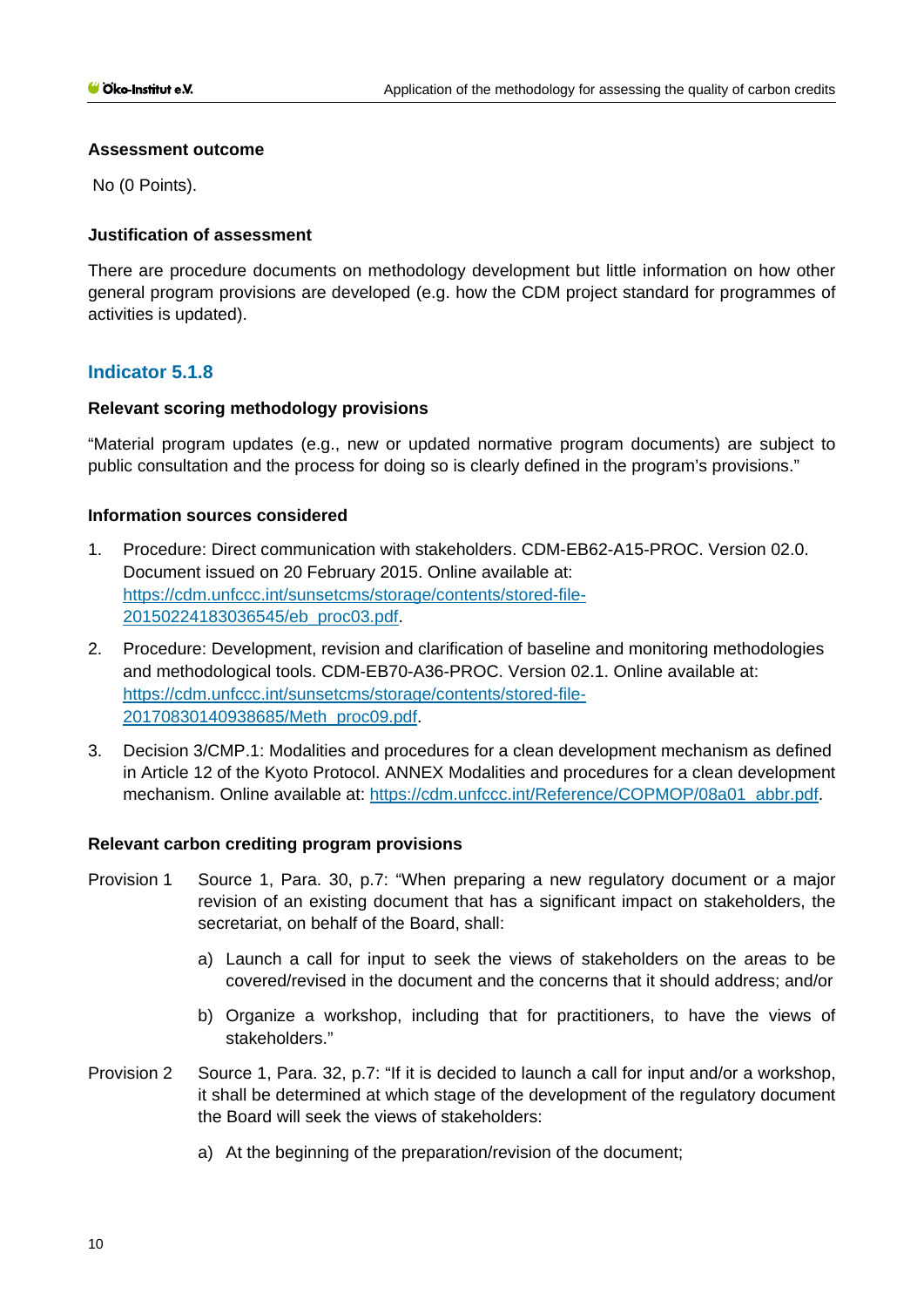#### Assessment outcome

No (0 Points).

#### Justification of assessment

There are procedure documents on methodology development but little information on how other general program provisions are developed (e.g. how the CDM project standard for programmes of activities is updated).

### Indicator 5.1.8

#### Relevant scoring methodology provisions

"Material program updates (e.g., new or updated normative program documents) are subject to public consultation and the process for doing so is clearly defined in the program's provisions."

#### Information sources considered

1. Procedure: Direct communication with stakeholders. CDM-EB62-A15-PROC. Version 02.0. Document issued on 20 February 2015. Online available at: https://cdm.unfccc.int/sunsetcms/storage/contents/stored-file-20150224183036545/eb_proc03.pdf.
2. Procedure: Development, revision and clarification of baseline and monitoring methodologies and methodological tools. CDM-EB70-A36-PROC. Version 02.1. Online available at: https://cdm.unfccc.int/sunsetcms/storage/contents/stored-file-20170830140938685/Meth_proc09.pdf.
3. Decision 3/CMP.1: Modalities and procedures for a clean development mechanism as defined in Article 12 of the Kyoto Protocol. ANNEX Modalities and procedures for a clean development mechanism. Online available at: https://cdm.unfccc.int/Reference/COPMOP/08a01_abbr.pdf.

#### Relevant carbon crediting program provisions

Provision 1 Source 1, Para. 30, p.7: "When preparing a new regulatory document or a major revision of an existing document that has a significant impact on stakeholders, the secretariat, on behalf of the Board, shall:

a) Launch a call for input to seek the views of stakeholders on the areas to be covered/revised in the document and the concerns that it should address; and/or

b) Organize a workshop, including that for practitioners, to have the views of stakeholders."

Provision 2 Source 1, Para. 32, p.7: "If it is decided to launch a call for input and/or a workshop, it shall be determined at which stage of the development of the regulatory document the Board will seek the views of stakeholders:

a) At the beginning of the preparation/revision of the document;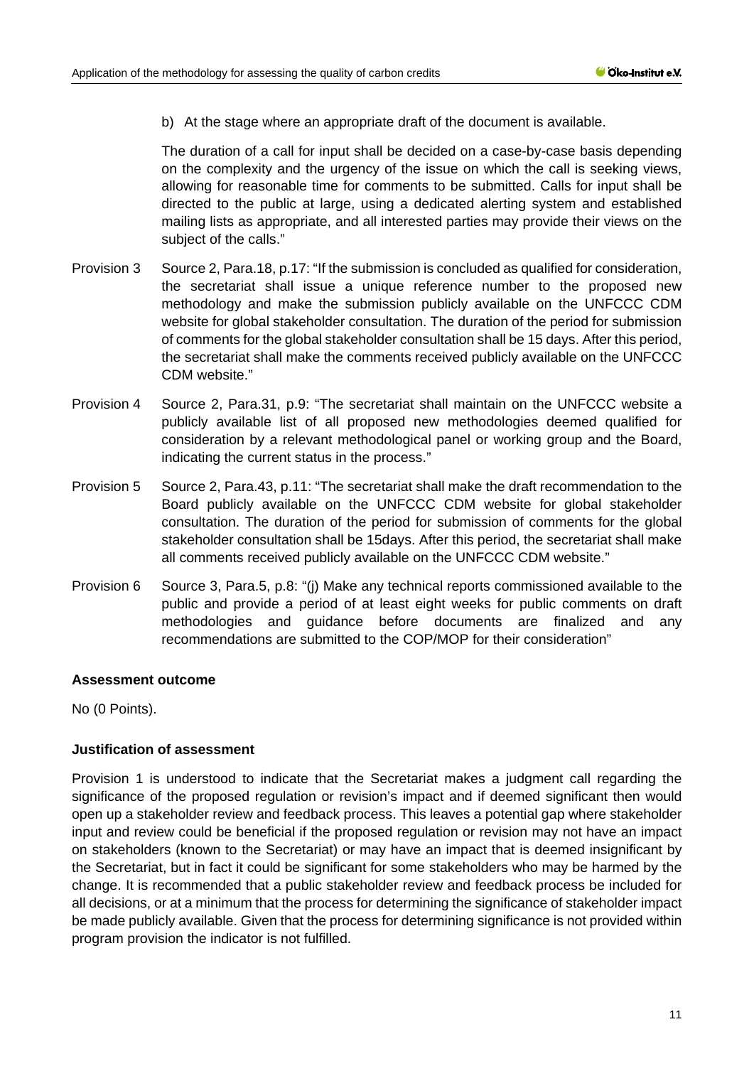b) At the stage where an appropriate draft of the document is available.

The duration of a call for input shall be decided on a case-by-case basis depending on the complexity and the urgency of the issue on which the call is seeking views, allowing for reasonable time for comments to be submitted. Calls for input shall be directed to the public at large, using a dedicated alerting system and established mailing lists as appropriate, and all interested parties may provide their views on the subject of the calls."

Provision 3 Source 2, Para.18, p.17: "If the submission is concluded as qualified for consideration, the secretariat shall issue a unique reference number to the proposed new methodology and make the submission publicly available on the UNFCCC CDM website for global stakeholder consultation. The duration of the period for submission of comments for the global stakeholder consultation shall be 15 days. After this period, the secretariat shall make the comments received publicly available on the UNFCCC CDM website."

Provision 4 Source 2, Para.31, p.9: "The secretariat shall maintain on the UNFCCC website a publicly available list of all proposed new methodologies deemed qualified for consideration by a relevant methodological panel or working group and the Board, indicating the current status in the process."

Provision 5 Source 2, Para.43, p.11: "The secretariat shall make the draft recommendation to the Board publicly available on the UNFCCC CDM website for global stakeholder consultation. The duration of the period for submission of comments for the global stakeholder consultation shall be 15days. After this period, the secretariat shall make all comments received publicly available on the UNFCCC CDM website."

Provision 6 Source 3, Para.5, p.8: "(j) Make any technical reports commissioned available to the public and provide a period of at least eight weeks for public comments on draft methodologies and guidance before documents are finalized and any recommendations are submitted to the COP/MOP for their consideration"

**Assessment outcome**

No (0 Points).

**Justification of assessment**

Provision 1 is understood to indicate that the Secretariat makes a judgment call regarding the significance of the proposed regulation or revision's impact and if deemed significant then would open up a stakeholder review and feedback process. This leaves a potential gap where stakeholder input and review could be beneficial if the proposed regulation or revision may not have an impact on stakeholders (known to the Secretariat) or may have an impact that is deemed insignificant by the Secretariat, but in fact it could be significant for some stakeholders who may be harmed by the change. It is recommended that a public stakeholder review and feedback process be included for all decisions, or at a minimum that the process for determining the significance of stakeholder impact be made publicly available. Given that the process for determining significance is not provided within program provision the indicator is not fulfilled.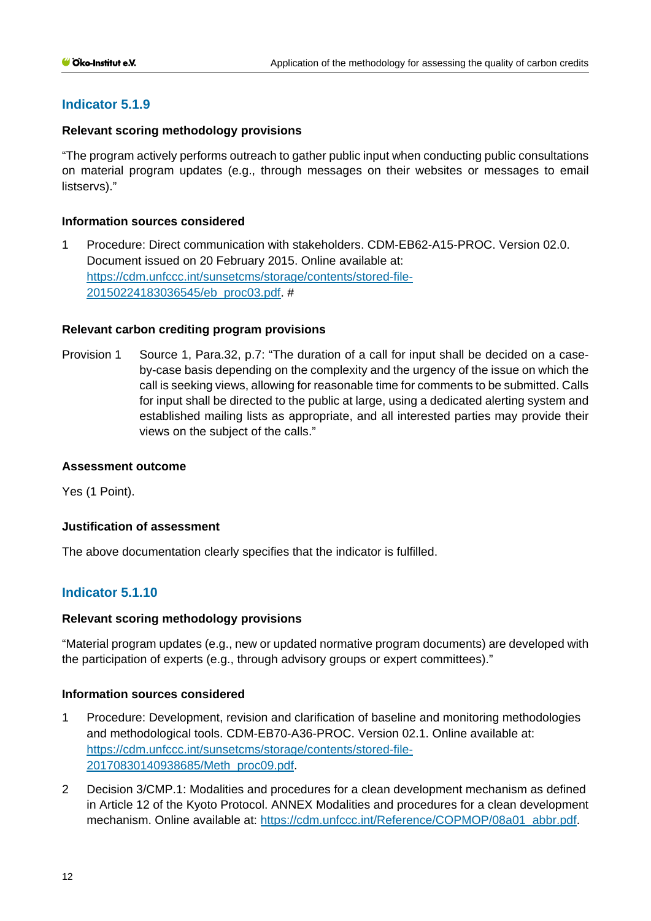### Indicator 5.1.9

**Relevant scoring methodology provisions**

"The program actively performs outreach to gather public input when conducting public consultations on material program updates (e.g., through messages on their websites or messages to email listservs)."

**Information sources considered**

1 Procedure: Direct communication with stakeholders. CDM-EB62-A15-PROC. Version 02.0. Document issued on 20 February 2015. Online available at: [https://cdm.unfccc.int/sunsetcms/storage/contents/stored-file-20150224183036545/eb_proc03.pdf](https://cdm.unfccc.int/sunsetcms/storage/contents/stored-file-20150224183036545/eb_proc03.pdf). #

**Relevant carbon crediting program provisions**

Provision 1 Source 1, Para.32, p.7: "The duration of a call for input shall be decided on a case-by-case basis depending on the complexity and the urgency of the issue on which the call is seeking views, allowing for reasonable time for comments to be submitted. Calls for input shall be directed to the public at large, using a dedicated alerting system and established mailing lists as appropriate, and all interested parties may provide their views on the subject of the calls."

**Assessment outcome**

Yes (1 Point).

**Justification of assessment**

The above documentation clearly specifies that the indicator is fulfilled.

### Indicator 5.1.10

**Relevant scoring methodology provisions**

"Material program updates (e.g., new or updated normative program documents) are developed with the participation of experts (e.g., through advisory groups or expert committees)."

**Information sources considered**

1 Procedure: Development, revision and clarification of baseline and monitoring methodologies and methodological tools. CDM-EB70-A36-PROC. Version 02.1. Online available at: [https://cdm.unfccc.int/sunsetcms/storage/contents/stored-file-20170830140938685/Meth_proc09.pdf](https://cdm.unfccc.int/sunsetcms/storage/contents/stored-file-20170830140938685/Meth_proc09.pdf).

2 Decision 3/CMP.1: Modalities and procedures for a clean development mechanism as defined in Article 12 of the Kyoto Protocol. ANNEX Modalities and procedures for a clean development mechanism. Online available at: [https://cdm.unfccc.int/Reference/COPMOP/08a01_abbr.pdf](https://cdm.unfccc.int/Reference/COPMOP/08a01_abbr.pdf).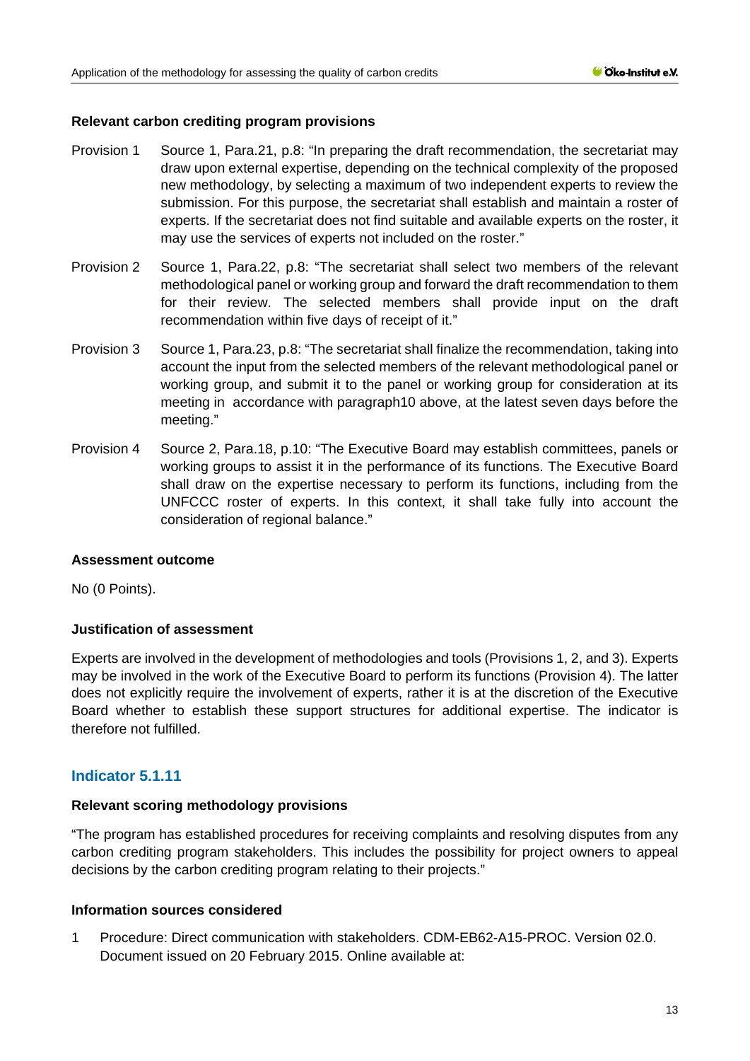#### Relevant carbon crediting program provisions

Provision 1 Source 1, Para.21, p.8: "In preparing the draft recommendation, the secretariat may draw upon external expertise, depending on the technical complexity of the proposed new methodology, by selecting a maximum of two independent experts to review the submission. For this purpose, the secretariat shall establish and maintain a roster of experts. If the secretariat does not find suitable and available experts on the roster, it may use the services of experts not included on the roster."

Provision 2 Source 1, Para.22, p.8: "The secretariat shall select two members of the relevant methodological panel or working group and forward the draft recommendation to them for their review. The selected members shall provide input on the draft recommendation within five days of receipt of it."

Provision 3 Source 1, Para.23, p.8: "The secretariat shall finalize the recommendation, taking into account the input from the selected members of the relevant methodological panel or working group, and submit it to the panel or working group for consideration at its meeting in accordance with paragraph10 above, at the latest seven days before the meeting."

Provision 4 Source 2, Para.18, p.10: "The Executive Board may establish committees, panels or working groups to assist it in the performance of its functions. The Executive Board shall draw on the expertise necessary to perform its functions, including from the UNFCCC roster of experts. In this context, it shall take fully into account the consideration of regional balance."

#### Assessment outcome

No (0 Points).

#### Justification of assessment

Experts are involved in the development of methodologies and tools (Provisions 1, 2, and 3). Experts may be involved in the work of the Executive Board to perform its functions (Provision 4). The latter does not explicitly require the involvement of experts, rather it is at the discretion of the Executive Board whether to establish these support structures for additional expertise. The indicator is therefore not fulfilled.

### Indicator 5.1.11

#### Relevant scoring methodology provisions

"The program has established procedures for receiving complaints and resolving disputes from any carbon crediting program stakeholders. This includes the possibility for project owners to appeal decisions by the carbon crediting program relating to their projects."

#### Information sources considered

1 Procedure: Direct communication with stakeholders. CDM-EB62-A15-PROC. Version 02.0. Document issued on 20 February 2015. Online available at: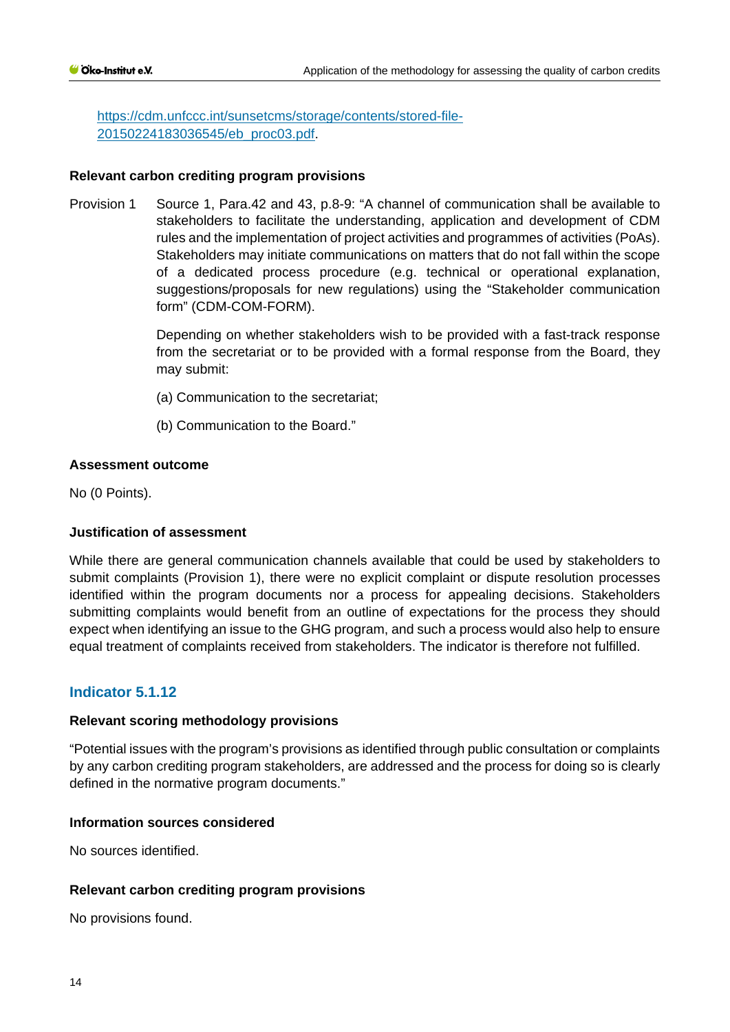https://cdm.unfccc.int/sunsetcms/storage/contents/stored-file-20150224183036545/eb_proc03.pdf.

**Relevant carbon crediting program provisions**

Provision 1 Source 1, Para.42 and 43, p.8-9: "A channel of communication shall be available to stakeholders to facilitate the understanding, application and development of CDM rules and the implementation of project activities and programmes of activities (PoAs). Stakeholders may initiate communications on matters that do not fall within the scope of a dedicated process procedure (e.g. technical or operational explanation, suggestions/proposals for new regulations) using the "Stakeholder communication form" (CDM-COM-FORM).

Depending on whether stakeholders wish to be provided with a fast-track response from the secretariat or to be provided with a formal response from the Board, they may submit:

(a) Communication to the secretariat;

(b) Communication to the Board."

**Assessment outcome**

No (0 Points).

**Justification of assessment**

While there are general communication channels available that could be used by stakeholders to submit complaints (Provision 1), there were no explicit complaint or dispute resolution processes identified within the program documents nor a process for appealing decisions. Stakeholders submitting complaints would benefit from an outline of expectations for the process they should expect when identifying an issue to the GHG program, and such a process would also help to ensure equal treatment of complaints received from stakeholders. The indicator is therefore not fulfilled.

## Indicator 5.1.12

**Relevant scoring methodology provisions**

"Potential issues with the program's provisions as identified through public consultation or complaints by any carbon crediting program stakeholders, are addressed and the process for doing so is clearly defined in the normative program documents."

**Information sources considered**

No sources identified.

**Relevant carbon crediting program provisions**

No provisions found.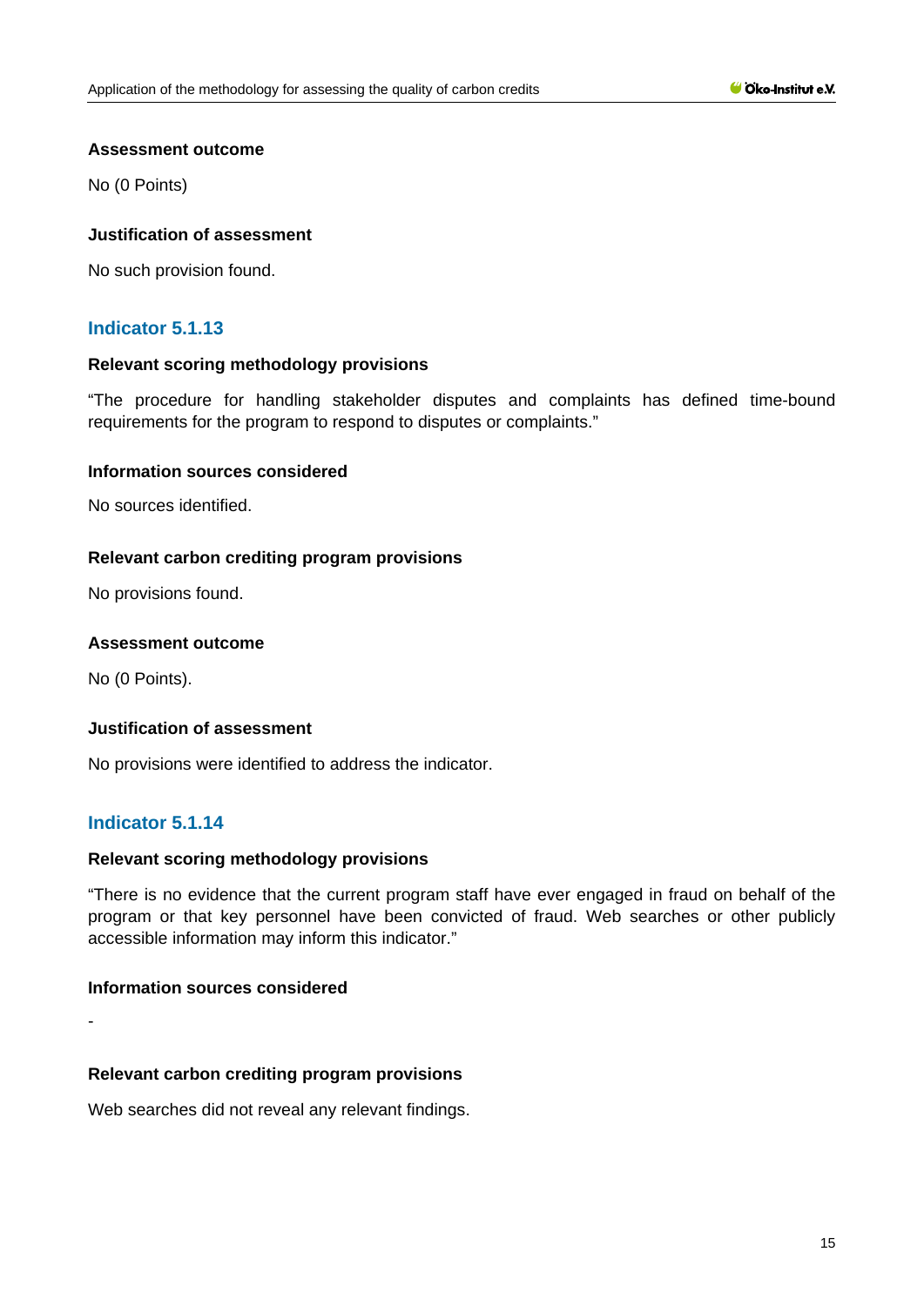#### Assessment outcome

No (0 Points)

#### Justification of assessment

No such provision found.

### Indicator 5.1.13

#### Relevant scoring methodology provisions

"The procedure for handling stakeholder disputes and complaints has defined time-bound requirements for the program to respond to disputes or complaints."

#### Information sources considered

No sources identified.

#### Relevant carbon crediting program provisions

No provisions found.

#### Assessment outcome

No (0 Points).

#### Justification of assessment

No provisions were identified to address the indicator.

### Indicator 5.1.14

#### Relevant scoring methodology provisions

"There is no evidence that the current program staff have ever engaged in fraud on behalf of the program or that key personnel have been convicted of fraud. Web searches or other publicly accessible information may inform this indicator."

#### Information sources considered

-

#### Relevant carbon crediting program provisions

Web searches did not reveal any relevant findings.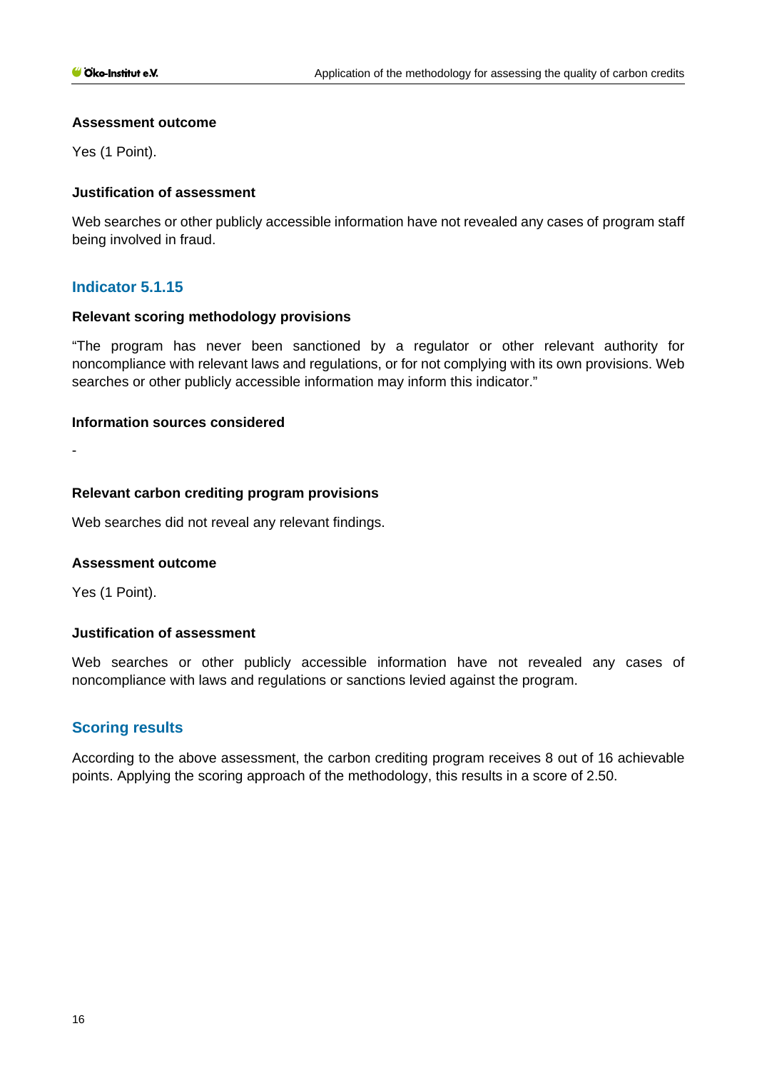**Assessment outcome**

Yes (1 Point).

**Justification of assessment**

Web searches or other publicly accessible information have not revealed any cases of program staff being involved in fraud.

## Indicator 5.1.15

**Relevant scoring methodology provisions**

"The program has never been sanctioned by a regulator or other relevant authority for noncompliance with relevant laws and regulations, or for not complying with its own provisions. Web searches or other publicly accessible information may inform this indicator."

**Information sources considered**

-

**Relevant carbon crediting program provisions**

Web searches did not reveal any relevant findings.

**Assessment outcome**

Yes (1 Point).

**Justification of assessment**

Web searches or other publicly accessible information have not revealed any cases of noncompliance with laws and regulations or sanctions levied against the program.

## Scoring results

According to the above assessment, the carbon crediting program receives 8 out of 16 achievable points. Applying the scoring approach of the methodology, this results in a score of 2.50.